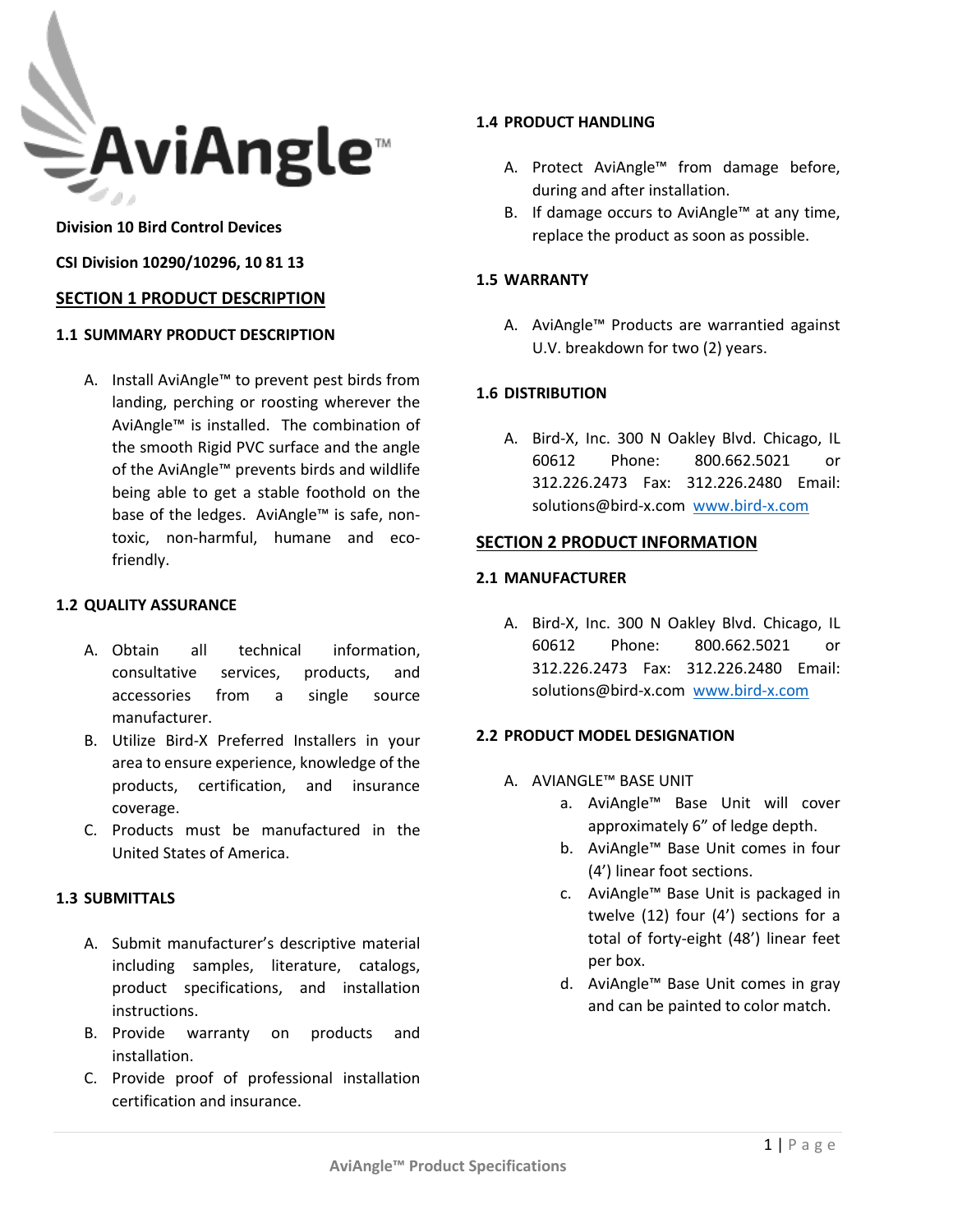# AviAngle™

**Division 10 Bird Control Devices**

**CSI Division 10290/10296, 10 81 13**

## SECTION 1 PRODUCT DESCRIPTION

### 1.1 SUMMARY PRODUCT DESCRIPTION

A. Install AviAngle™ to prevent pest birds from landing, perching or roosting wherever the AviAngle™ is installed. The combination of the smooth Rigid PVC surface and the angle of the AviAngle™ prevents birds and wildlife being able to get a stable foothold on the base of the ledges. AviAngle™ is safe, non-toxic, non-harmful, humane and eco-friendly.

### 1.2 QUALITY ASSURANCE

A. Obtain all technical information, consultative services, products, and accessories from a single source manufacturer.

B. Utilize Bird-X Preferred Installers in your area to ensure experience, knowledge of the products, certification, and insurance coverage.

C. Products must be manufactured in the United States of America.

### 1.3 SUBMITTALS

A. Submit manufacturer's descriptive material including samples, literature, catalogs, product specifications, and installation instructions.

B. Provide warranty on products and installation.

C. Provide proof of professional installation certification and insurance.

### 1.4 PRODUCT HANDLING

A. Protect AviAngle™ from damage before, during and after installation.

B. If damage occurs to AviAngle™ at any time, replace the product as soon as possible.

### 1.5 WARRANTY

A. AviAngle™ Products are warrantied against U.V. breakdown for two (2) years.

### 1.6 DISTRIBUTION

A. Bird-X, Inc. 300 N Oakley Blvd. Chicago, IL 60612 Phone: 800.662.5021 or 312.226.2473 Fax: 312.226.2480 Email: solutions@bird-x.com [www.bird-x.com](http://www.bird-x.com)

## SECTION 2 PRODUCT INFORMATION

### 2.1 MANUFACTURER

A. Bird-X, Inc. 300 N Oakley Blvd. Chicago, IL 60612 Phone: 800.662.5021 or 312.226.2473 Fax: 312.226.2480 Email: solutions@bird-x.com [www.bird-x.com](http://www.bird-x.com)

### 2.2 PRODUCT MODEL DESIGNATION

A. AVIANGLE™ BASE UNIT

a. AviAngle™ Base Unit will cover approximately 6" of ledge depth.

b. AviAngle™ Base Unit comes in four (4') linear foot sections.

c. AviAngle™ Base Unit is packaged in twelve (12) four (4') sections for a total of forty-eight (48') linear feet per box.

d. AviAngle™ Base Unit comes in gray and can be painted to color match.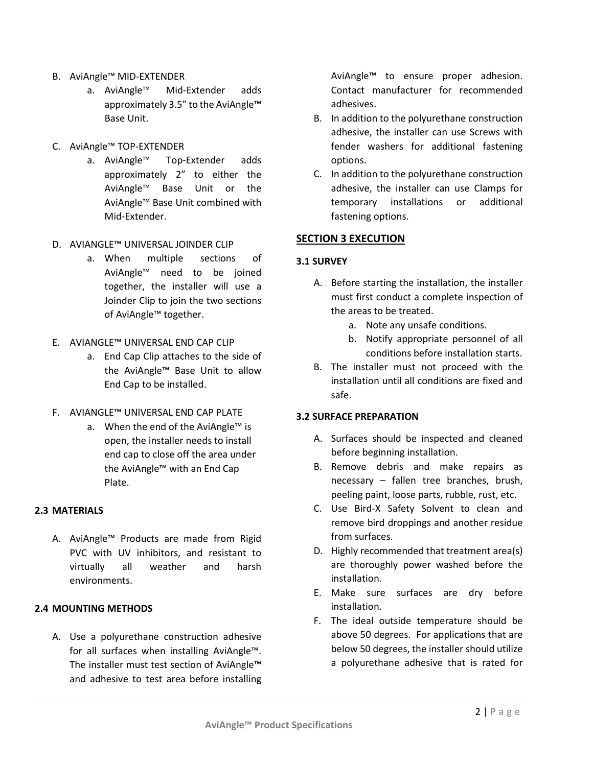B. AviAngle™ MID-EXTENDER
   a. AviAngle™ Mid-Extender adds approximately 3.5" to the AviAngle™ Base Unit.

C. AviAngle™ TOP-EXTENDER
   a. AviAngle™ Top-Extender adds approximately 2" to either the AviAngle™ Base Unit or the AviAngle™ Base Unit combined with Mid-Extender.

D. AVIANGLE™ UNIVERSAL JOINDER CLIP
   a. When multiple sections of AviAngle™ need to be joined together, the installer will use a Joinder Clip to join the two sections of AviAngle™ together.

E. AVIANGLE™ UNIVERSAL END CAP CLIP
   a. End Cap Clip attaches to the side of the AviAngle™ Base Unit to allow End Cap to be installed.

F. AVIANGLE™ UNIVERSAL END CAP PLATE
   a. When the end of the AviAngle™ is open, the installer needs to install end cap to close off the area under the AviAngle™ with an End Cap Plate.

### 2.3 MATERIALS

A. AviAngle™ Products are made from Rigid PVC with UV inhibitors, and resistant to virtually all weather and harsh environments.

### 2.4 MOUNTING METHODS

A. Use a polyurethane construction adhesive for all surfaces when installing AviAngle™. The installer must test section of AviAngle™ and adhesive to test area before installing AviAngle™ to ensure proper adhesion. Contact manufacturer for recommended adhesives.
B. In addition to the polyurethane construction adhesive, the installer can use Screws with fender washers for additional fastening options.
C. In addition to the polyurethane construction adhesive, the installer can use Clamps for temporary installations or additional fastening options.

## SECTION 3 EXECUTION

### 3.1 SURVEY

A. Before starting the installation, the installer must first conduct a complete inspection of the areas to be treated.
   a. Note any unsafe conditions.
   b. Notify appropriate personnel of all conditions before installation starts.
B. The installer must not proceed with the installation until all conditions are fixed and safe.

### 3.2 SURFACE PREPARATION

A. Surfaces should be inspected and cleaned before beginning installation.
B. Remove debris and make repairs as necessary – fallen tree branches, brush, peeling paint, loose parts, rubble, rust, etc.
C. Use Bird-X Safety Solvent to clean and remove bird droppings and another residue from surfaces.
D. Highly recommended that treatment area(s) are thoroughly power washed before the installation.
E. Make sure surfaces are dry before installation.
F. The ideal outside temperature should be above 50 degrees. For applications that are below 50 degrees, the installer should utilize a polyurethane adhesive that is rated for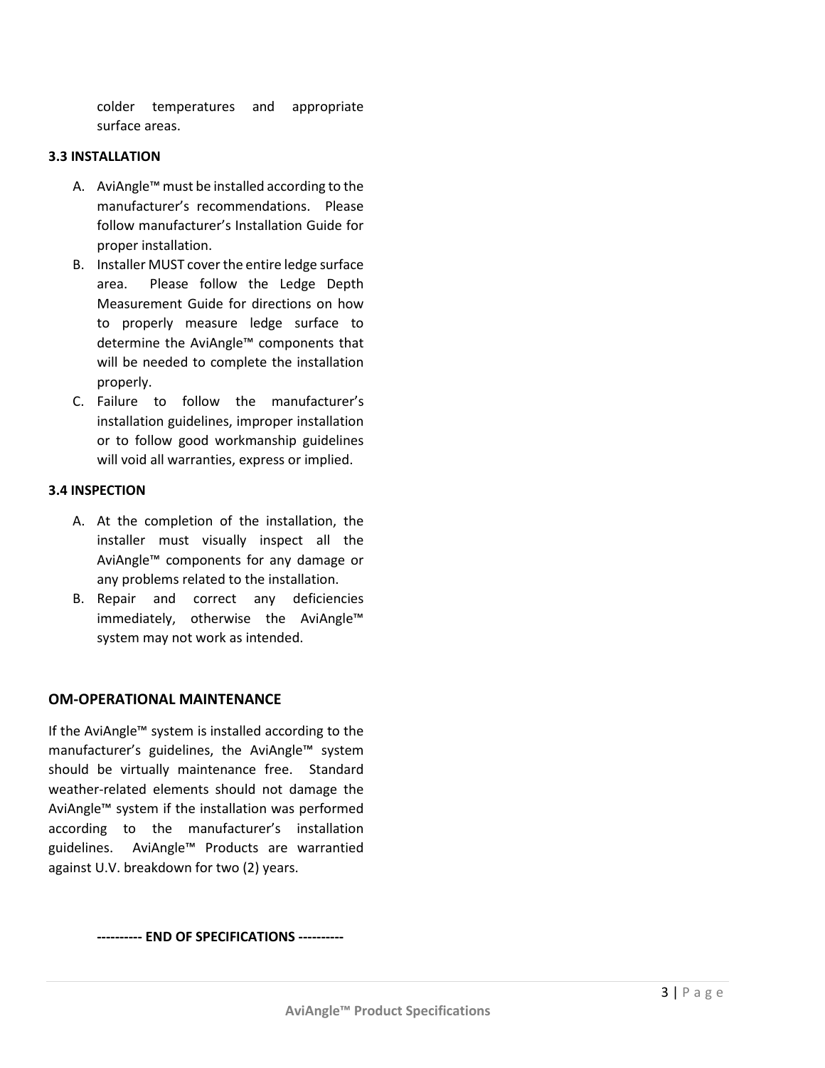colder temperatures and appropriate surface areas.

### 3.3 INSTALLATION

A. AviAngle™ must be installed according to the manufacturer's recommendations. Please follow manufacturer's Installation Guide for proper installation.
B. Installer MUST cover the entire ledge surface area. Please follow the Ledge Depth Measurement Guide for directions on how to properly measure ledge surface to determine the AviAngle™ components that will be needed to complete the installation properly.
C. Failure to follow the manufacturer's installation guidelines, improper installation or to follow good workmanship guidelines will void all warranties, express or implied.

### 3.4 INSPECTION

A. At the completion of the installation, the installer must visually inspect all the AviAngle™ components for any damage or any problems related to the installation.
B. Repair and correct any deficiencies immediately, otherwise the AviAngle™ system may not work as intended.

## OM-OPERATIONAL MAINTENANCE

If the AviAngle™ system is installed according to the manufacturer's guidelines, the AviAngle™ system should be virtually maintenance free. Standard weather-related elements should not damage the AviAngle™ system if the installation was performed according to the manufacturer's installation guidelines. AviAngle™ Products are warrantied against U.V. breakdown for two (2) years.

**---------- END OF SPECIFICATIONS ----------**